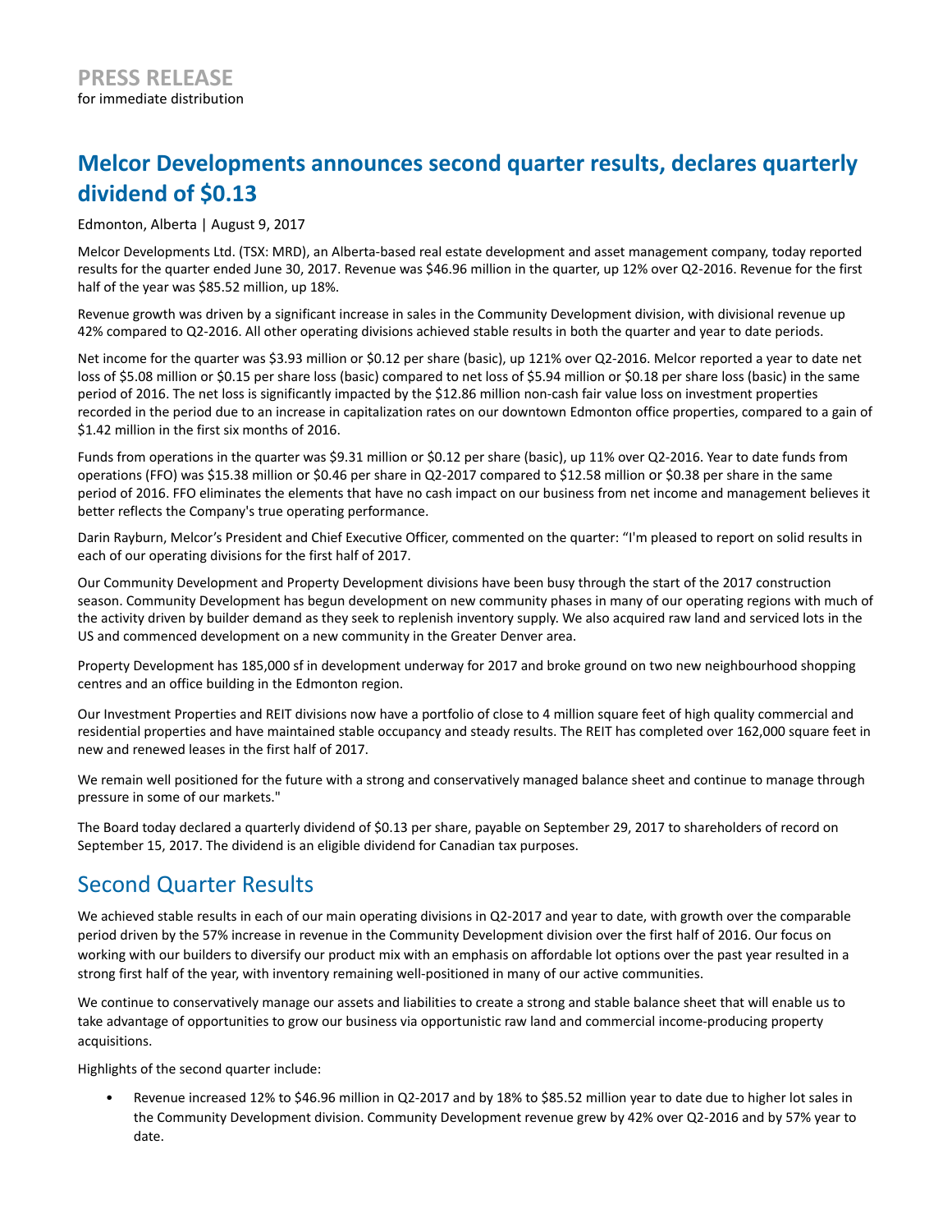**PRESS RELEASE**
for immediate distribution

# Melcor Developments announces second quarter results, declares quarterly dividend of $0.13

Edmonton, Alberta | August 9, 2017

Melcor Developments Ltd. (TSX: MRD), an Alberta-based real estate development and asset management company, today reported results for the quarter ended June 30, 2017. Revenue was $46.96 million in the quarter, up 12% over Q2-2016. Revenue for the first half of the year was $85.52 million, up 18%.

Revenue growth was driven by a significant increase in sales in the Community Development division, with divisional revenue up 42% compared to Q2-2016. All other operating divisions achieved stable results in both the quarter and year to date periods.

Net income for the quarter was $3.93 million or $0.12 per share (basic), up 121% over Q2-2016. Melcor reported a year to date net loss of $5.08 million or $0.15 per share loss (basic) compared to net loss of $5.94 million or $0.18 per share loss (basic) in the same period of 2016. The net loss is significantly impacted by the $12.86 million non-cash fair value loss on investment properties recorded in the period due to an increase in capitalization rates on our downtown Edmonton office properties, compared to a gain of $1.42 million in the first six months of 2016.

Funds from operations in the quarter was $9.31 million or $0.12 per share (basic), up 11% over Q2-2016. Year to date funds from operations (FFO) was $15.38 million or $0.46 per share in Q2-2017 compared to $12.58 million or $0.38 per share in the same period of 2016. FFO eliminates the elements that have no cash impact on our business from net income and management believes it better reflects the Company's true operating performance.

Darin Rayburn, Melcor's President and Chief Executive Officer, commented on the quarter: "I'm pleased to report on solid results in each of our operating divisions for the first half of 2017.

Our Community Development and Property Development divisions have been busy through the start of the 2017 construction season. Community Development has begun development on new community phases in many of our operating regions with much of the activity driven by builder demand as they seek to replenish inventory supply. We also acquired raw land and serviced lots in the US and commenced development on a new community in the Greater Denver area.

Property Development has 185,000 sf in development underway for 2017 and broke ground on two new neighbourhood shopping centres and an office building in the Edmonton region.

Our Investment Properties and REIT divisions now have a portfolio of close to 4 million square feet of high quality commercial and residential properties and have maintained stable occupancy and steady results. The REIT has completed over 162,000 square feet in new and renewed leases in the first half of 2017.

We remain well positioned for the future with a strong and conservatively managed balance sheet and continue to manage through pressure in some of our markets."

The Board today declared a quarterly dividend of $0.13 per share, payable on September 29, 2017 to shareholders of record on September 15, 2017. The dividend is an eligible dividend for Canadian tax purposes.

## Second Quarter Results

We achieved stable results in each of our main operating divisions in Q2-2017 and year to date, with growth over the comparable period driven by the 57% increase in revenue in the Community Development division over the first half of 2016. Our focus on working with our builders to diversify our product mix with an emphasis on affordable lot options over the past year resulted in a strong first half of the year, with inventory remaining well-positioned in many of our active communities.

We continue to conservatively manage our assets and liabilities to create a strong and stable balance sheet that will enable us to take advantage of opportunities to grow our business via opportunistic raw land and commercial income-producing property acquisitions.

Highlights of the second quarter include:

- Revenue increased 12% to $46.96 million in Q2-2017 and by 18% to $85.52 million year to date due to higher lot sales in the Community Development division. Community Development revenue grew by 42% over Q2-2016 and by 57% year to date.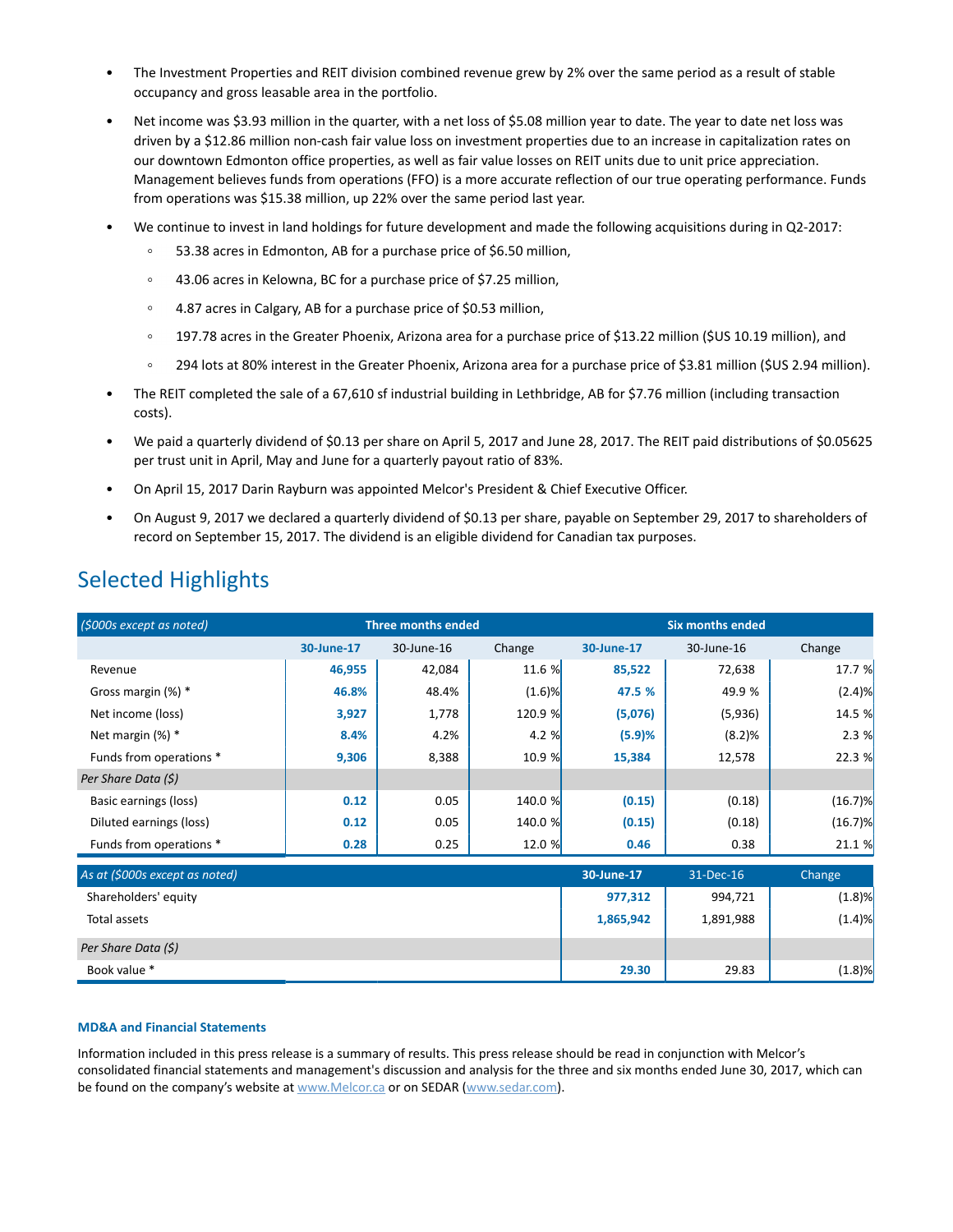- The Investment Properties and REIT division combined revenue grew by 2% over the same period as a result of stable occupancy and gross leasable area in the portfolio.
- Net income was $3.93 million in the quarter, with a net loss of $5.08 million year to date. The year to date net loss was driven by a $12.86 million non-cash fair value loss on investment properties due to an increase in capitalization rates on our downtown Edmonton office properties, as well as fair value losses on REIT units due to unit price appreciation. Management believes funds from operations (FFO) is a more accurate reflection of our true operating performance. Funds from operations was $15.38 million, up 22% over the same period last year.
- We continue to invest in land holdings for future development and made the following acquisitions during in Q2-2017:
  - 53.38 acres in Edmonton, AB for a purchase price of $6.50 million,
  - 43.06 acres in Kelowna, BC for a purchase price of $7.25 million,
  - 4.87 acres in Calgary, AB for a purchase price of $0.53 million,
  - 197.78 acres in the Greater Phoenix, Arizona area for a purchase price of $13.22 million ($US 10.19 million), and
  - 294 lots at 80% interest in the Greater Phoenix, Arizona area for a purchase price of $3.81 million ($US 2.94 million).
- The REIT completed the sale of a 67,610 sf industrial building in Lethbridge, AB for $7.76 million (including transaction costs).
- We paid a quarterly dividend of $0.13 per share on April 5, 2017 and June 28, 2017. The REIT paid distributions of $0.05625 per trust unit in April, May and June for a quarterly payout ratio of 83%.
- On April 15, 2017 Darin Rayburn was appointed Melcor's President & Chief Executive Officer.
- On August 9, 2017 we declared a quarterly dividend of $0.13 per share, payable on September 29, 2017 to shareholders of record on September 15, 2017. The dividend is an eligible dividend for Canadian tax purposes.

## Selected Highlights

| *($000s except as noted)* | Three months ended | | | Six months ended | | |
|---|---|---|---|---|---|---|
| | **30-June-17** | 30-June-16 | Change | **30-June-17** | 30-June-16 | Change |
| Revenue | **46,955** | 42,084 | 11.6 % | **85,522** | 72,638 | 17.7 % |
| Gross margin (%) * | **46.8%** | 48.4% | (1.6)% | **47.5 %** | 49.9 % | (2.4)% |
| Net income (loss) | **3,927** | 1,778 | 120.9 % | **(5,076)** | (5,936) | 14.5 % |
| Net margin (%) * | **8.4%** | 4.2% | 4.2 % | **(5.9)%** | (8.2)% | 2.3 % |
| Funds from operations * | **9,306** | 8,388 | 10.9 % | **15,384** | 12,578 | 22.3 % |
| *Per Share Data ($)* | | | | | | |
| Basic earnings (loss) | **0.12** | 0.05 | 140.0 % | **(0.15)** | (0.18) | (16.7)% |
| Diluted earnings (loss) | **0.12** | 0.05 | 140.0 % | **(0.15)** | (0.18) | (16.7)% |
| Funds from operations * | **0.28** | 0.25 | 12.0 % | **0.46** | 0.38 | 21.1 % |

| *As at ($000s except as noted)* | **30-June-17** | 31-Dec-16 | Change |
|---|---|---|---|
| Shareholders' equity | **977,312** | 994,721 | (1.8)% |
| Total assets | **1,865,942** | 1,891,988 | (1.4)% |
| *Per Share Data ($)* | | | |
| Book value * | **29.30** | 29.83 | (1.8)% |

#### MD&A and Financial Statements

Information included in this press release is a summary of results. This press release should be read in conjunction with Melcor's consolidated financial statements and management's discussion and analysis for the three and six months ended June 30, 2017, which can be found on the company's website at www.Melcor.ca or on SEDAR (www.sedar.com).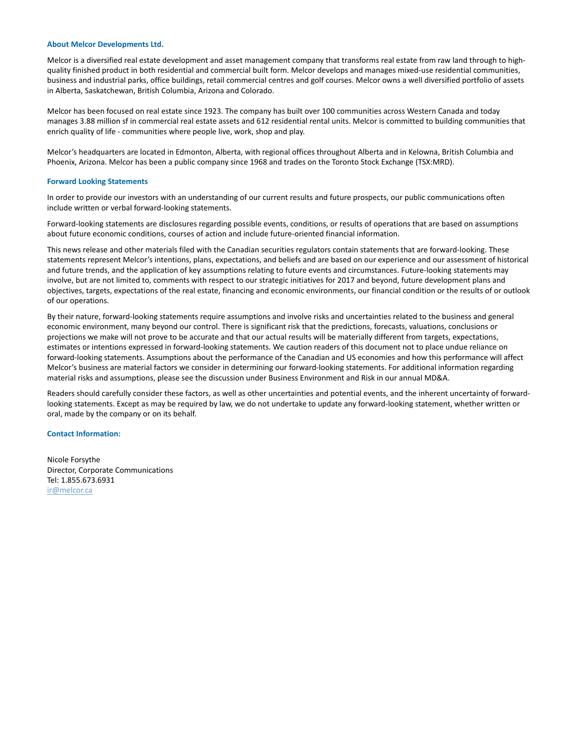### About Melcor Developments Ltd.

Melcor is a diversified real estate development and asset management company that transforms real estate from raw land through to high-quality finished product in both residential and commercial built form. Melcor develops and manages mixed-use residential communities, business and industrial parks, office buildings, retail commercial centres and golf courses. Melcor owns a well diversified portfolio of assets in Alberta, Saskatchewan, British Columbia, Arizona and Colorado.

Melcor has been focused on real estate since 1923. The company has built over 100 communities across Western Canada and today manages 3.88 million sf in commercial real estate assets and 612 residential rental units. Melcor is committed to building communities that enrich quality of life - communities where people live, work, shop and play.

Melcor's headquarters are located in Edmonton, Alberta, with regional offices throughout Alberta and in Kelowna, British Columbia and Phoenix, Arizona. Melcor has been a public company since 1968 and trades on the Toronto Stock Exchange (TSX:MRD).

### Forward Looking Statements

In order to provide our investors with an understanding of our current results and future prospects, our public communications often include written or verbal forward-looking statements.

Forward-looking statements are disclosures regarding possible events, conditions, or results of operations that are based on assumptions about future economic conditions, courses of action and include future-oriented financial information.

This news release and other materials filed with the Canadian securities regulators contain statements that are forward-looking. These statements represent Melcor's intentions, plans, expectations, and beliefs and are based on our experience and our assessment of historical and future trends, and the application of key assumptions relating to future events and circumstances. Future-looking statements may involve, but are not limited to, comments with respect to our strategic initiatives for 2017 and beyond, future development plans and objectives, targets, expectations of the real estate, financing and economic environments, our financial condition or the results of or outlook of our operations.

By their nature, forward-looking statements require assumptions and involve risks and uncertainties related to the business and general economic environment, many beyond our control. There is significant risk that the predictions, forecasts, valuations, conclusions or projections we make will not prove to be accurate and that our actual results will be materially different from targets, expectations, estimates or intentions expressed in forward-looking statements. We caution readers of this document not to place undue reliance on forward-looking statements. Assumptions about the performance of the Canadian and US economies and how this performance will affect Melcor's business are material factors we consider in determining our forward-looking statements. For additional information regarding material risks and assumptions, please see the discussion under Business Environment and Risk in our annual MD&A.

Readers should carefully consider these factors, as well as other uncertainties and potential events, and the inherent uncertainty of forward-looking statements. Except as may be required by law, we do not undertake to update any forward-looking statement, whether written or oral, made by the company or on its behalf.

### Contact Information:

Nicole Forsythe  
Director, Corporate Communications  
Tel: 1.855.673.6931  
ir@melcor.ca